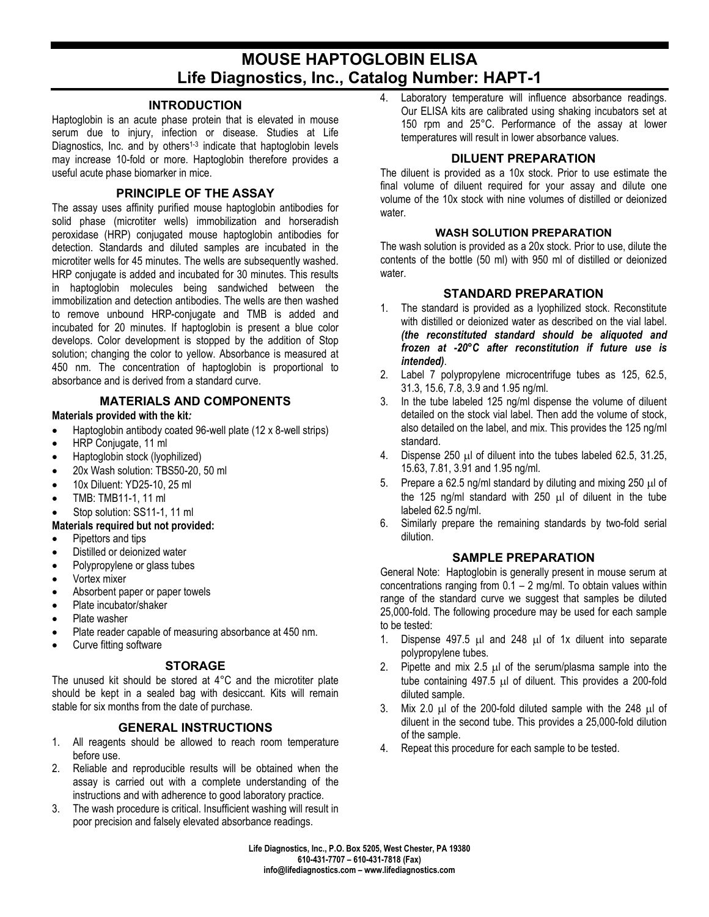# MOUSE HAPTOGLOBIN ELISA
# Life Diagnostics, Inc., Catalog Number: HAPT-1

## INTRODUCTION

Haptoglobin is an acute phase protein that is elevated in mouse serum due to injury, infection or disease. Studies at Life Diagnostics, Inc. and by others[1-3] indicate that haptoglobin levels may increase 10-fold or more. Haptoglobin therefore provides a useful acute phase biomarker in mice.

## PRINCIPLE OF THE ASSAY

The assay uses affinity purified mouse haptoglobin antibodies for solid phase (microtiter wells) immobilization and horseradish peroxidase (HRP) conjugated mouse haptoglobin antibodies for detection. Standards and diluted samples are incubated in the microtiter wells for 45 minutes. The wells are subsequently washed. HRP conjugate is added and incubated for 30 minutes. This results in haptoglobin molecules being sandwiched between the immobilization and detection antibodies. The wells are then washed to remove unbound HRP-conjugate and TMB is added and incubated for 20 minutes. If haptoglobin is present a blue color develops. Color development is stopped by the addition of Stop solution; changing the color to yellow. Absorbance is measured at 450 nm. The concentration of haptoglobin is proportional to absorbance and is derived from a standard curve.

## MATERIALS AND COMPONENTS

**Materials provided with the kit*:***

- Haptoglobin antibody coated 96-well plate (12 x 8-well strips)
- HRP Conjugate, 11 ml
- Haptoglobin stock (lyophilized)
- 20x Wash solution: TBS50-20, 50 ml
- 10x Diluent: YD25-10, 25 ml
- TMB: TMB11-1, 11 ml
- Stop solution: SS11-1, 11 ml

**Materials required but not provided:**

- Pipettors and tips
- Distilled or deionized water
- Polypropylene or glass tubes
- Vortex mixer
- Absorbent paper or paper towels
- Plate incubator/shaker
- Plate washer
- Plate reader capable of measuring absorbance at 450 nm.
- Curve fitting software

## STORAGE

The unused kit should be stored at 4°C and the microtiter plate should be kept in a sealed bag with desiccant. Kits will remain stable for six months from the date of purchase.

## GENERAL INSTRUCTIONS

1. All reagents should be allowed to reach room temperature before use.
2. Reliable and reproducible results will be obtained when the assay is carried out with a complete understanding of the instructions and with adherence to good laboratory practice.
3. The wash procedure is critical. Insufficient washing will result in poor precision and falsely elevated absorbance readings.
4. Laboratory temperature will influence absorbance readings. Our ELISA kits are calibrated using shaking incubators set at 150 rpm and 25°C. Performance of the assay at lower temperatures will result in lower absorbance values.

## DILUENT PREPARATION

The diluent is provided as a 10x stock. Prior to use estimate the final volume of diluent required for your assay and dilute one volume of the 10x stock with nine volumes of distilled or deionized water.

### WASH SOLUTION PREPARATION

The wash solution is provided as a 20x stock. Prior to use, dilute the contents of the bottle (50 ml) with 950 ml of distilled or deionized water.

## STANDARD PREPARATION

1. The standard is provided as a lyophilized stock. Reconstitute with distilled or deionized water as described on the vial label. ***(the reconstituted standard should be aliquoted and frozen at -20°C after reconstitution if future use is intended)***.
2. Label 7 polypropylene microcentrifuge tubes as 125, 62.5, 31.3, 15.6, 7.8, 3.9 and 1.95 ng/ml.
3. In the tube labeled 125 ng/ml dispense the volume of diluent detailed on the stock vial label. Then add the volume of stock, also detailed on the label, and mix. This provides the 125 ng/ml standard.
4. Dispense 250 µl of diluent into the tubes labeled 62.5, 31.25, 15.63, 7.81, 3.91 and 1.95 ng/ml.
5. Prepare a 62.5 ng/ml standard by diluting and mixing 250 µl of the 125 ng/ml standard with 250 µl of diluent in the tube labeled 62.5 ng/ml.
6. Similarly prepare the remaining standards by two-fold serial dilution.

## SAMPLE PREPARATION

General Note: Haptoglobin is generally present in mouse serum at concentrations ranging from 0.1 – 2 mg/ml. To obtain values within range of the standard curve we suggest that samples be diluted 25,000-fold. The following procedure may be used for each sample to be tested:

1. Dispense 497.5 µl and 248 µl of 1x diluent into separate polypropylene tubes.
2. Pipette and mix 2.5 µl of the serum/plasma sample into the tube containing 497.5 µl of diluent. This provides a 200-fold diluted sample.
3. Mix 2.0 µl of the 200-fold diluted sample with the 248 µl of diluent in the second tube. This provides a 25,000-fold dilution of the sample.
4. Repeat this procedure for each sample to be tested.

Life Diagnostics, Inc., P.O. Box 5205, West Chester, PA 19380
610-431-7707 – 610-431-7818 (Fax)
info@lifediagnostics.com – www.lifediagnostics.com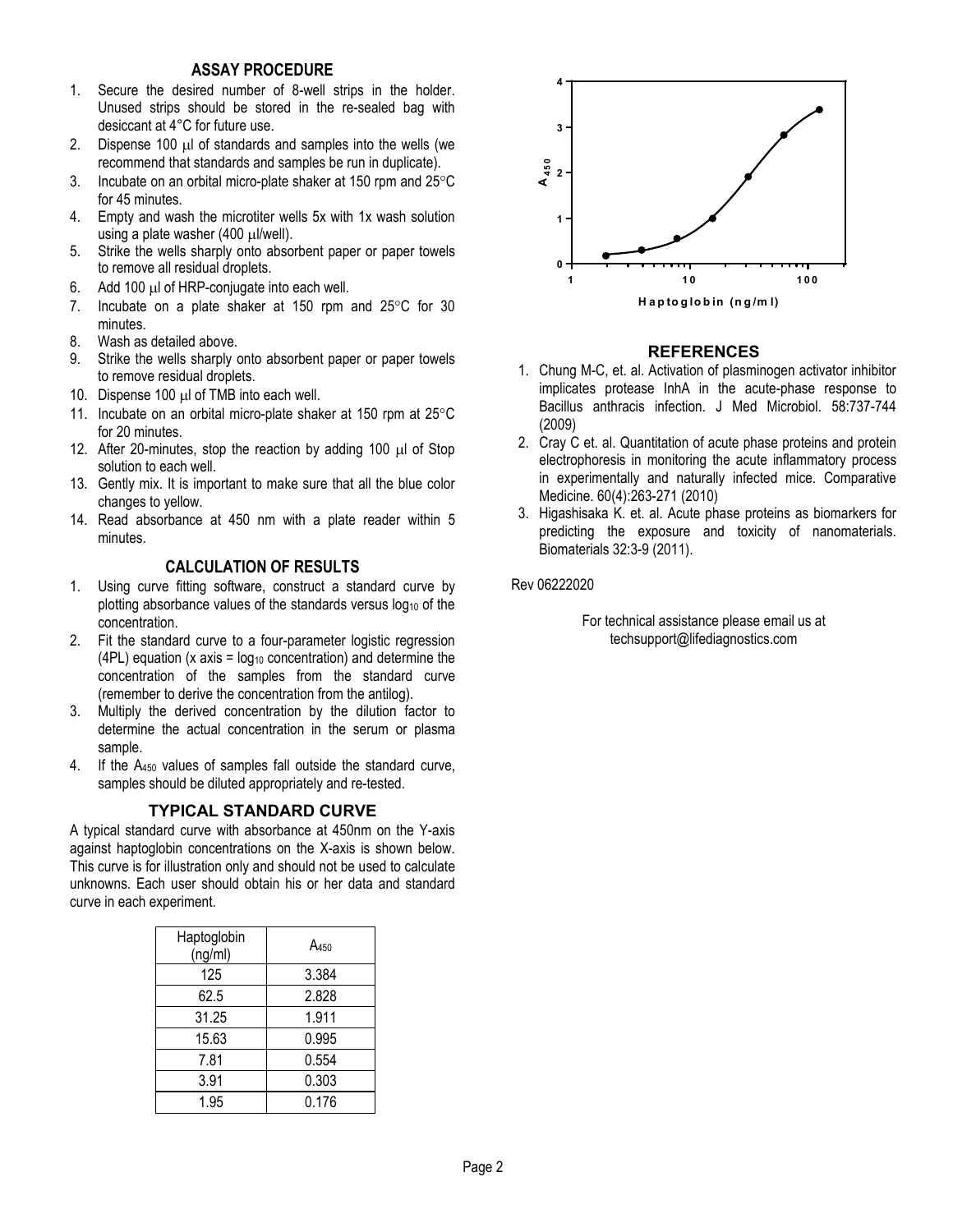## ASSAY PROCEDURE

1. Secure the desired number of 8-well strips in the holder. Unused strips should be stored in the re-sealed bag with desiccant at 4°C for future use.
2. Dispense 100 μl of standards and samples into the wells (we recommend that standards and samples be run in duplicate).
3. Incubate on an orbital micro-plate shaker at 150 rpm and 25°C for 45 minutes.
4. Empty and wash the microtiter wells 5x with 1x wash solution using a plate washer (400 μl/well).
5. Strike the wells sharply onto absorbent paper or paper towels to remove all residual droplets.
6. Add 100 μl of HRP-conjugate into each well.
7. Incubate on a plate shaker at 150 rpm and 25°C for 30 minutes.
8. Wash as detailed above.
9. Strike the wells sharply onto absorbent paper or paper towels to remove residual droplets.
10. Dispense 100 μl of TMB into each well.
11. Incubate on an orbital micro-plate shaker at 150 rpm at 25°C for 20 minutes.
12. After 20-minutes, stop the reaction by adding 100 μl of Stop solution to each well.
13. Gently mix. It is important to make sure that all the blue color changes to yellow.
14. Read absorbance at 450 nm with a plate reader within 5 minutes.

## CALCULATION OF RESULTS

1. Using curve fitting software, construct a standard curve by plotting absorbance values of the standards versus $\log_{10}$ of the concentration.
2. Fit the standard curve to a four-parameter logistic regression (4PL) equation (x axis = $\log_{10}$ concentration) and determine the concentration of the samples from the standard curve (remember to derive the concentration from the antilog).
3. Multiply the derived concentration by the dilution factor to determine the actual concentration in the serum or plasma sample.
4. If the $A_{450}$ values of samples fall outside the standard curve, samples should be diluted appropriately and re-tested.

## TYPICAL STANDARD CURVE

A typical standard curve with absorbance at 450nm on the Y-axis against haptoglobin concentrations on the X-axis is shown below. This curve is for illustration only and should not be used to calculate unknowns. Each user should obtain his or her data and standard curve in each experiment.

| Haptoglobin (ng/ml) | $A_{450}$ |
| --- | --- |
| 125 | 3.384 |
| 62.5 | 2.828 |
| 31.25 | 1.911 |
| 15.63 | 0.995 |
| 7.81 | 0.554 |
| 3.91 | 0.303 |
| 1.95 | 0.176 |

4
3
2
1
0
$A_{450}$
1
10
100
Haptoglobin (ng/ml)

## REFERENCES

1. Chung M-C, et. al. Activation of plasminogen activator inhibitor implicates protease InhA in the acute-phase response to Bacillus anthracis infection. J Med Microbiol. 58:737-744 (2009)
2. Cray C et. al. Quantitation of acute phase proteins and protein electrophoresis in monitoring the acute inflammatory process in experimentally and naturally infected mice. Comparative Medicine. 60(4):263-271 (2010)
3. Higashisaka K. et. al. Acute phase proteins as biomarkers for predicting the exposure and toxicity of nanomaterials. Biomaterials 32:3-9 (2011).

Rev 06222020

For technical assistance please email us at techsupport@lifediagnostics.com